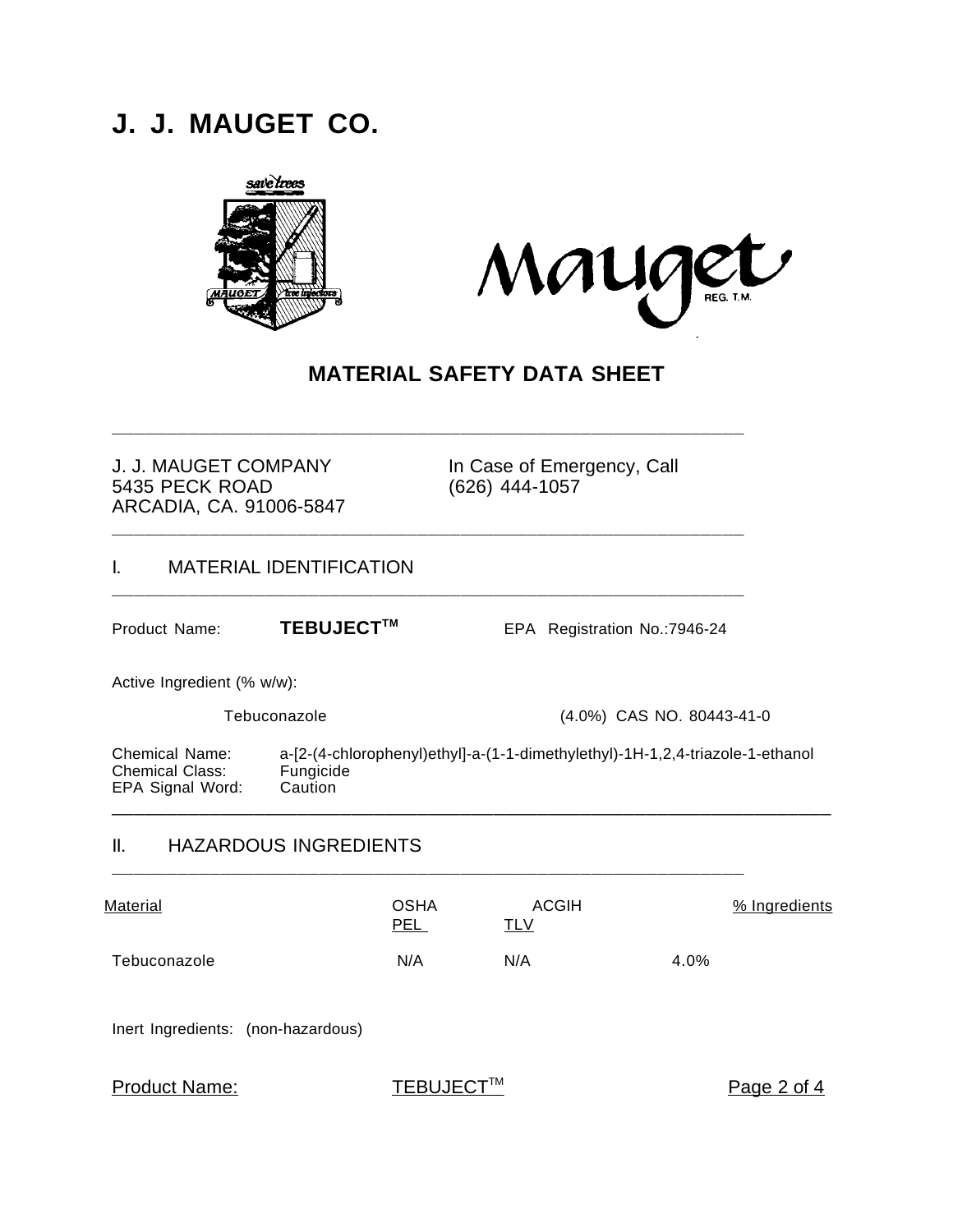# J. J. MAUGET CO.

## MATERIAL SAFETY DATA SHEET

J. J. MAUGET COMPANY
5435 PECK ROAD
ARCADIA, CA. 91006-5847

In Case of Emergency, Call
(626) 444-1057

## I. MATERIAL IDENTIFICATION

Product Name: **TEBUJECT™**

EPA Registration No.:7946-24

Active Ingredient (% w/w):

Tebuconazole (4.0%) CAS NO. 80443-41-0

Chemical Name: a-[2-(4-chlorophenyl)ethyl]-a-(1-1-dimethylethyl)-1H-1,2,4-triazole-1-ethanol
Chemical Class: Fungicide
EPA Signal Word: Caution

## II. HAZARDOUS INGREDIENTS

| Material | OSHA PEL | ACGIH TLV | % Ingredients |
|---|---|---|---|
| Tebuconazole | N/A | N/A | 4.0% |

Inert Ingredients: (non-hazardous)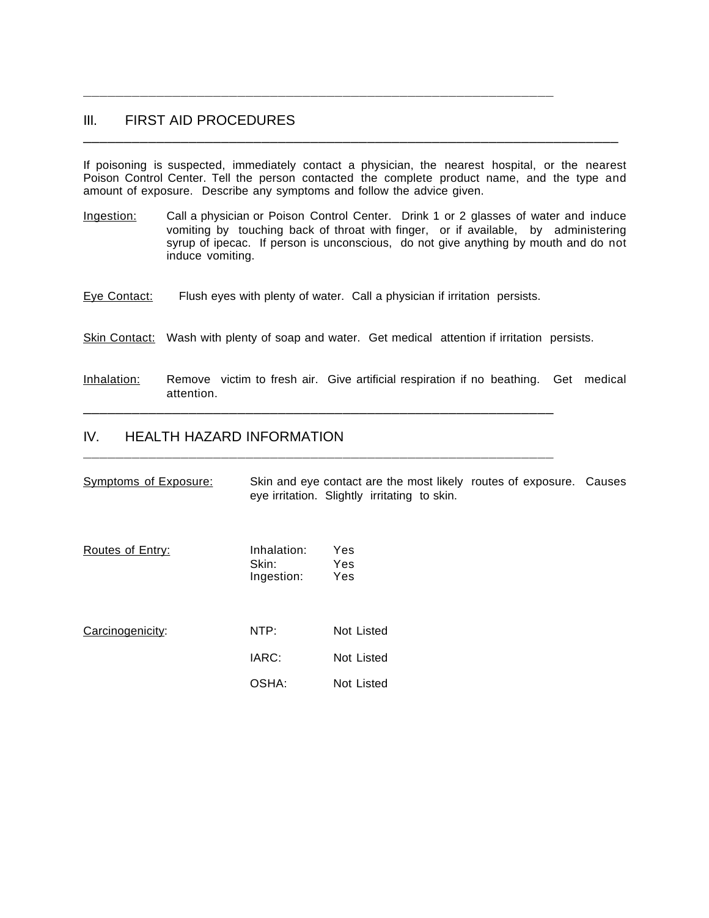## III. FIRST AID PROCEDURES

If poisoning is suspected, immediately contact a physician, the nearest hospital, or the nearest Poison Control Center. Tell the person contacted the complete product name, and the type and amount of exposure. Describe any symptoms and follow the advice given.

Ingestion: Call a physician or Poison Control Center. Drink 1 or 2 glasses of water and induce vomiting by touching back of throat with finger, or if available, by administering syrup of ipecac. If person is unconscious, do not give anything by mouth and do not induce vomiting.

Eye Contact: Flush eyes with plenty of water. Call a physician if irritation persists.

Skin Contact: Wash with plenty of soap and water. Get medical attention if irritation persists.

Inhalation: Remove victim to fresh air. Give artificial respiration if no beathing. Get medical attention.

## IV. HEALTH HAZARD INFORMATION

Symptoms of Exposure: Skin and eye contact are the most likely routes of exposure. Causes eye irritation. Slightly irritating to skin.

Routes of Entry:

| | |
|---|---|
| Inhalation: | Yes |
| Skin: | Yes |
| Ingestion: | Yes |

Carcinogenicity:

| | |
|---|---|
| NTP: | Not Listed |
| IARC: | Not Listed |
| OSHA: | Not Listed |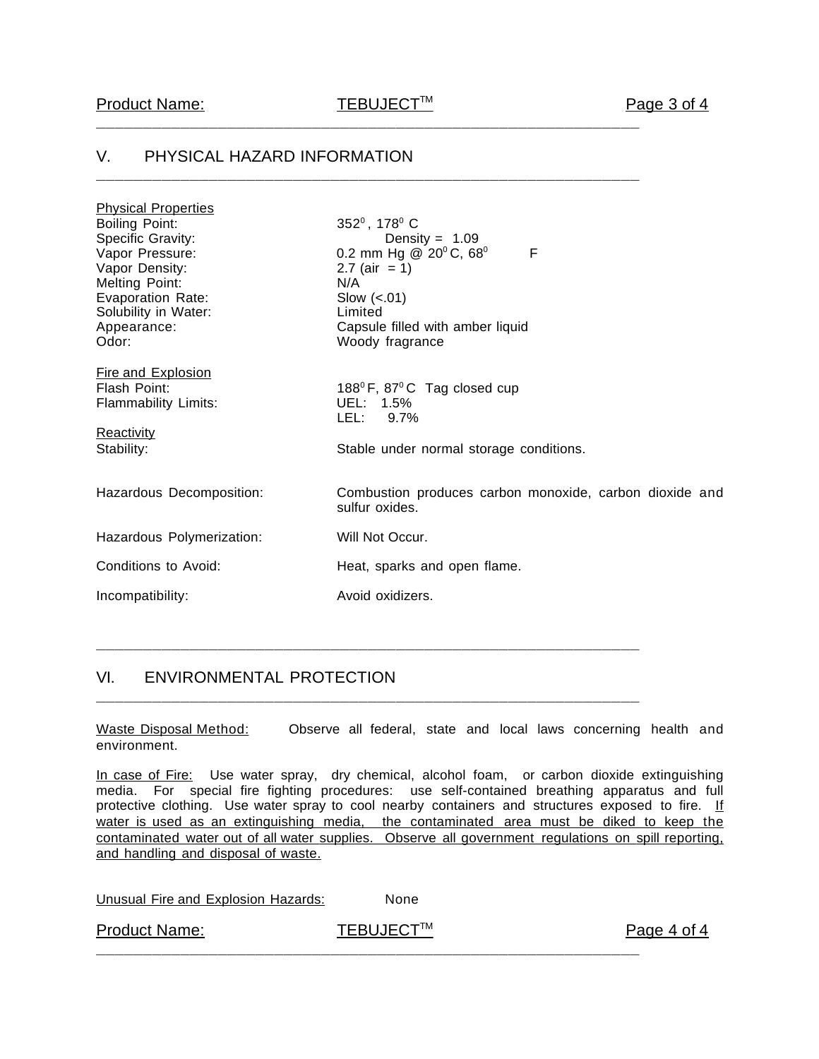## V. PHYSICAL HAZARD INFORMATION

Physical Properties

| | |
|---|---|
| Boiling Point: | $352^0$ , $178^0$ C |
| Specific Gravity: | Density = 1.09 |
| Vapor Pressure: | 0.2 mm Hg @ $20^0$ C, $68^0$ F |
| Vapor Density: | 2.7 (air = 1) |
| Melting Point: | N/A |
| Evaporation Rate: | Slow (<.01) |
| Solubility in Water: | Limited |
| Appearance: | Capsule filled with amber liquid |
| Odor: | Woody fragrance |

Fire and Explosion

| | |
|---|---|
| Flash Point: | $188^0$ F, $87^0$ C Tag closed cup |
| Flammability Limits: | UEL: 1.5%<br>LEL: 9.7% |

Reactivity

| | |
|---|---|
| Stability: | Stable under normal storage conditions. |
| Hazardous Decomposition: | Combustion produces carbon monoxide, carbon dioxide and sulfur oxides. |
| Hazardous Polymerization: | Will Not Occur. |
| Conditions to Avoid: | Heat, sparks and open flame. |
| Incompatibility: | Avoid oxidizers. |

## VI. ENVIRONMENTAL PROTECTION

Waste Disposal Method: Observe all federal, state and local laws concerning health and environment.

In case of Fire: Use water spray, dry chemical, alcohol foam, or carbon dioxide extinguishing media. For special fire fighting procedures: use self-contained breathing apparatus and full protective clothing. Use water spray to cool nearby containers and structures exposed to fire. If water is used as an extinguishing media, the contaminated area must be diked to keep the contaminated water out of all water supplies. Observe all government regulations on spill reporting, and handling and disposal of waste.

Unusual Fire and Explosion Hazards: None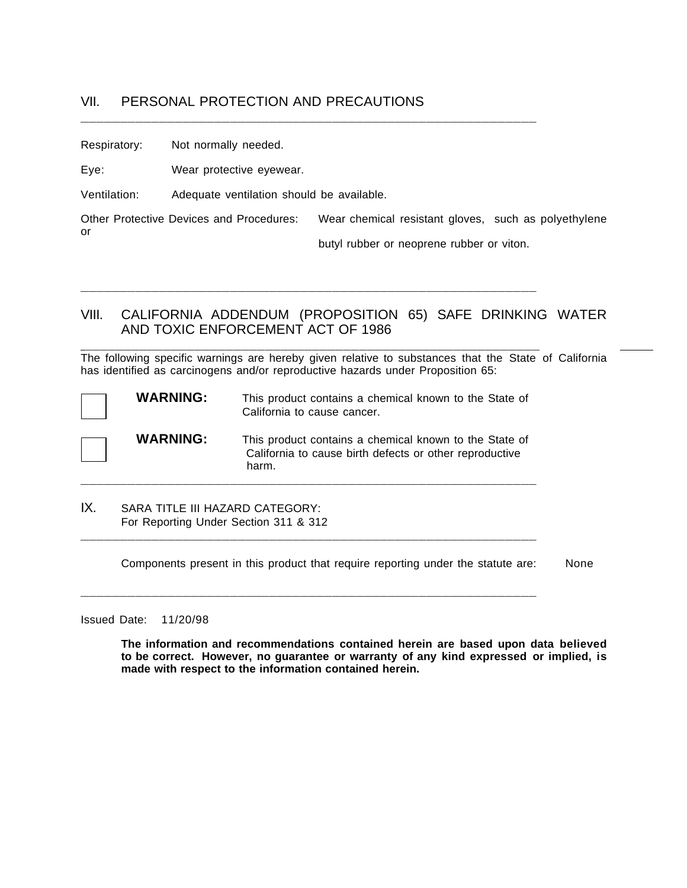## VII. PERSONAL PROTECTION AND PRECAUTIONS

Respiratory: Not normally needed.

Eye: Wear protective eyewear.

Ventilation: Adequate ventilation should be available.

Other Protective Devices and Procedures: Wear chemical resistant gloves, such as polyethylene or butyl rubber or neoprene rubber or viton.

## VIII. CALIFORNIA ADDENDUM (PROPOSITION 65) SAFE DRINKING WATER AND TOXIC ENFORCEMENT ACT OF 1986

The following specific warnings are hereby given relative to substances that the State of California has identified as carcinogens and/or reproductive hazards under Proposition 65:

☐ **WARNING:** This product contains a chemical known to the State of California to cause cancer.

☐ **WARNING:** This product contains a chemical known to the State of California to cause birth defects or other reproductive harm.

## IX. SARA TITLE III HAZARD CATEGORY:

For Reporting Under Section 311 & 312

Components present in this product that require reporting under the statute are: None

Issued Date: 11/20/98

**The information and recommendations contained herein are based upon data believed to be correct. However, no guarantee or warranty of any kind expressed or implied, is made with respect to the information contained herein.**